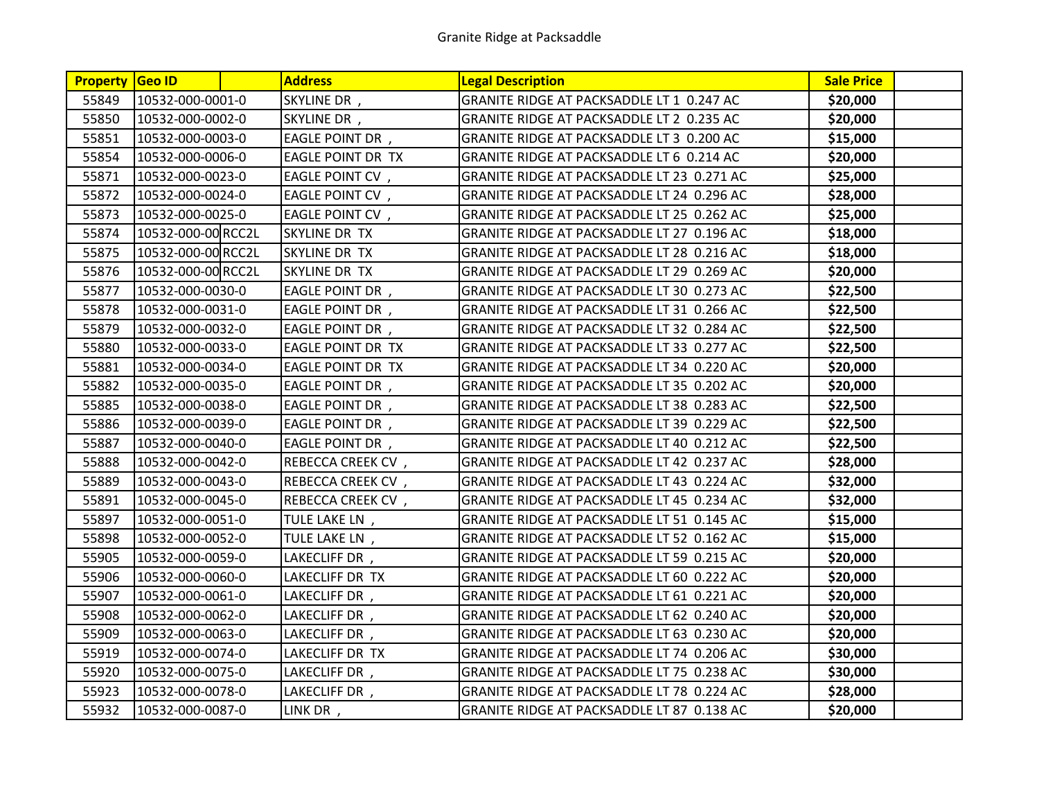# Granite Ridge at Packsaddle

| Property | Geo ID | | Address | Legal Description | Sale Price | |
|---|---|---|---|---|---|---|
| 55849 | 10532-000-0001-0 | | SKYLINE DR , | GRANITE RIDGE AT PACKSADDLE LT 1 0.247 AC | $20,000 | |
| 55850 | 10532-000-0002-0 | | SKYLINE DR , | GRANITE RIDGE AT PACKSADDLE LT 2 0.235 AC | $20,000 | |
| 55851 | 10532-000-0003-0 | | EAGLE POINT DR , | GRANITE RIDGE AT PACKSADDLE LT 3 0.200 AC | $15,000 | |
| 55854 | 10532-000-0006-0 | | EAGLE POINT DR TX | GRANITE RIDGE AT PACKSADDLE LT 6 0.214 AC | $20,000 | |
| 55871 | 10532-000-0023-0 | | EAGLE POINT CV , | GRANITE RIDGE AT PACKSADDLE LT 23 0.271 AC | $25,000 | |
| 55872 | 10532-000-0024-0 | | EAGLE POINT CV , | GRANITE RIDGE AT PACKSADDLE LT 24 0.296 AC | $28,000 | |
| 55873 | 10532-000-0025-0 | | EAGLE POINT CV , | GRANITE RIDGE AT PACKSADDLE LT 25 0.262 AC | $25,000 | |
| 55874 | 10532-000-00 | RCC2L | SKYLINE DR TX | GRANITE RIDGE AT PACKSADDLE LT 27 0.196 AC | $18,000 | |
| 55875 | 10532-000-00 | RCC2L | SKYLINE DR TX | GRANITE RIDGE AT PACKSADDLE LT 28 0.216 AC | $18,000 | |
| 55876 | 10532-000-00 | RCC2L | SKYLINE DR TX | GRANITE RIDGE AT PACKSADDLE LT 29 0.269 AC | $20,000 | |
| 55877 | 10532-000-0030-0 | | EAGLE POINT DR , | GRANITE RIDGE AT PACKSADDLE LT 30 0.273 AC | $22,500 | |
| 55878 | 10532-000-0031-0 | | EAGLE POINT DR , | GRANITE RIDGE AT PACKSADDLE LT 31 0.266 AC | $22,500 | |
| 55879 | 10532-000-0032-0 | | EAGLE POINT DR , | GRANITE RIDGE AT PACKSADDLE LT 32 0.284 AC | $22,500 | |
| 55880 | 10532-000-0033-0 | | EAGLE POINT DR TX | GRANITE RIDGE AT PACKSADDLE LT 33 0.277 AC | $22,500 | |
| 55881 | 10532-000-0034-0 | | EAGLE POINT DR TX | GRANITE RIDGE AT PACKSADDLE LT 34 0.220 AC | $20,000 | |
| 55882 | 10532-000-0035-0 | | EAGLE POINT DR , | GRANITE RIDGE AT PACKSADDLE LT 35 0.202 AC | $20,000 | |
| 55885 | 10532-000-0038-0 | | EAGLE POINT DR , | GRANITE RIDGE AT PACKSADDLE LT 38 0.283 AC | $22,500 | |
| 55886 | 10532-000-0039-0 | | EAGLE POINT DR , | GRANITE RIDGE AT PACKSADDLE LT 39 0.229 AC | $22,500 | |
| 55887 | 10532-000-0040-0 | | EAGLE POINT DR , | GRANITE RIDGE AT PACKSADDLE LT 40 0.212 AC | $22,500 | |
| 55888 | 10532-000-0042-0 | | REBECCA CREEK CV , | GRANITE RIDGE AT PACKSADDLE LT 42 0.237 AC | $28,000 | |
| 55889 | 10532-000-0043-0 | | REBECCA CREEK CV , | GRANITE RIDGE AT PACKSADDLE LT 43 0.224 AC | $32,000 | |
| 55891 | 10532-000-0045-0 | | REBECCA CREEK CV , | GRANITE RIDGE AT PACKSADDLE LT 45 0.234 AC | $32,000 | |
| 55897 | 10532-000-0051-0 | | TULE LAKE LN , | GRANITE RIDGE AT PACKSADDLE LT 51 0.145 AC | $15,000 | |
| 55898 | 10532-000-0052-0 | | TULE LAKE LN , | GRANITE RIDGE AT PACKSADDLE LT 52 0.162 AC | $15,000 | |
| 55905 | 10532-000-0059-0 | | LAKECLIFF DR , | GRANITE RIDGE AT PACKSADDLE LT 59 0.215 AC | $20,000 | |
| 55906 | 10532-000-0060-0 | | LAKECLIFF DR TX | GRANITE RIDGE AT PACKSADDLE LT 60 0.222 AC | $20,000 | |
| 55907 | 10532-000-0061-0 | | LAKECLIFF DR , | GRANITE RIDGE AT PACKSADDLE LT 61 0.221 AC | $20,000 | |
| 55908 | 10532-000-0062-0 | | LAKECLIFF DR , | GRANITE RIDGE AT PACKSADDLE LT 62 0.240 AC | $20,000 | |
| 55909 | 10532-000-0063-0 | | LAKECLIFF DR , | GRANITE RIDGE AT PACKSADDLE LT 63 0.230 AC | $20,000 | |
| 55919 | 10532-000-0074-0 | | LAKECLIFF DR TX | GRANITE RIDGE AT PACKSADDLE LT 74 0.206 AC | $30,000 | |
| 55920 | 10532-000-0075-0 | | LAKECLIFF DR , | GRANITE RIDGE AT PACKSADDLE LT 75 0.238 AC | $30,000 | |
| 55923 | 10532-000-0078-0 | | LAKECLIFF DR , | GRANITE RIDGE AT PACKSADDLE LT 78 0.224 AC | $28,000 | |
| 55932 | 10532-000-0087-0 | | LINK DR , | GRANITE RIDGE AT PACKSADDLE LT 87 0.138 AC | $20,000 | |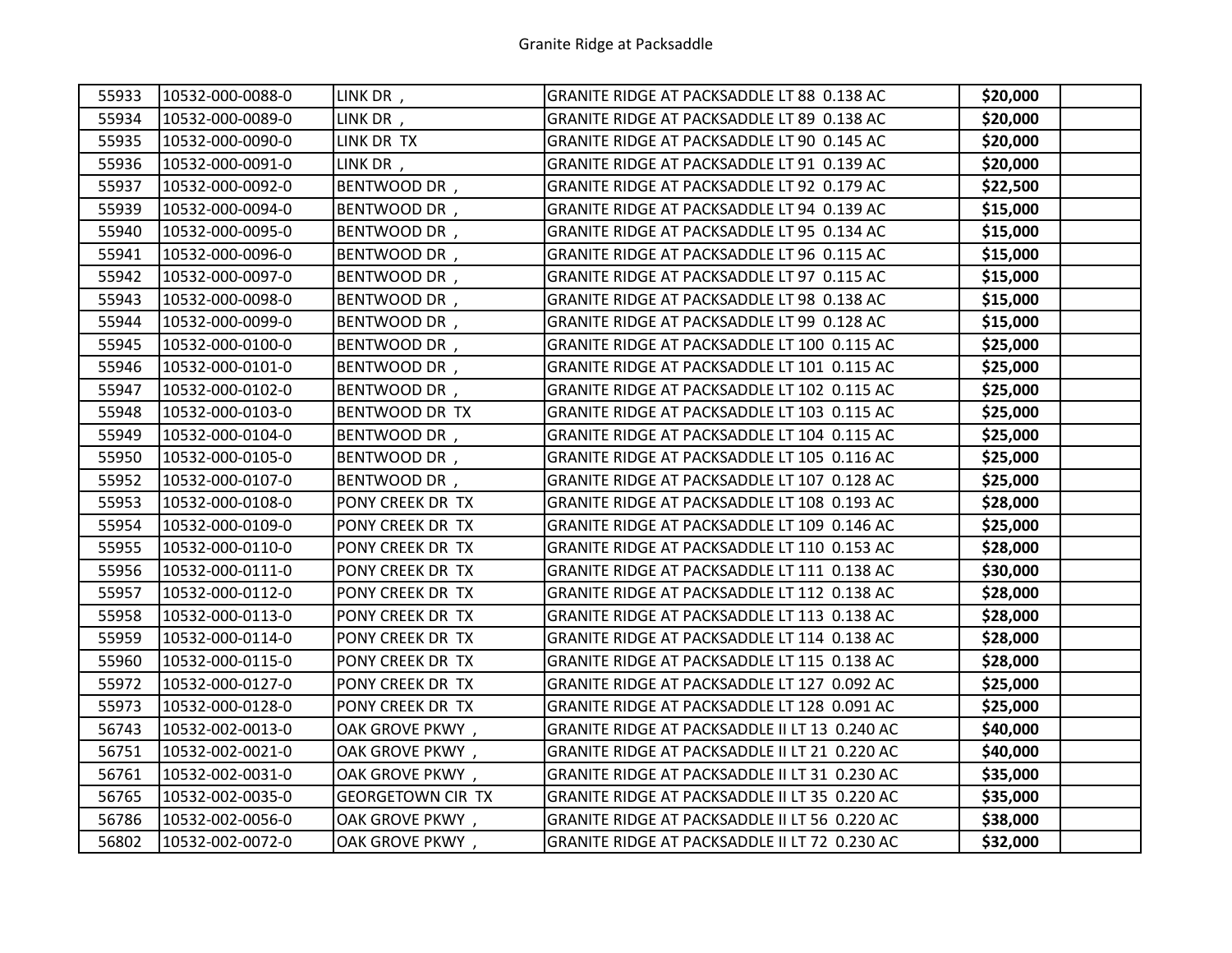| | | | | | |
|---|---|---|---|---|---|
| 55933 | 10532-000-0088-0 | LINK DR , | GRANITE RIDGE AT PACKSADDLE LT 88 0.138 AC | **$20,000** | |
| 55934 | 10532-000-0089-0 | LINK DR , | GRANITE RIDGE AT PACKSADDLE LT 89 0.138 AC | **$20,000** | |
| 55935 | 10532-000-0090-0 | LINK DR TX | GRANITE RIDGE AT PACKSADDLE LT 90 0.145 AC | **$20,000** | |
| 55936 | 10532-000-0091-0 | LINK DR , | GRANITE RIDGE AT PACKSADDLE LT 91 0.139 AC | **$20,000** | |
| 55937 | 10532-000-0092-0 | BENTWOOD DR , | GRANITE RIDGE AT PACKSADDLE LT 92 0.179 AC | **$22,500** | |
| 55939 | 10532-000-0094-0 | BENTWOOD DR , | GRANITE RIDGE AT PACKSADDLE LT 94 0.139 AC | **$15,000** | |
| 55940 | 10532-000-0095-0 | BENTWOOD DR , | GRANITE RIDGE AT PACKSADDLE LT 95 0.134 AC | **$15,000** | |
| 55941 | 10532-000-0096-0 | BENTWOOD DR , | GRANITE RIDGE AT PACKSADDLE LT 96 0.115 AC | **$15,000** | |
| 55942 | 10532-000-0097-0 | BENTWOOD DR , | GRANITE RIDGE AT PACKSADDLE LT 97 0.115 AC | **$15,000** | |
| 55943 | 10532-000-0098-0 | BENTWOOD DR , | GRANITE RIDGE AT PACKSADDLE LT 98 0.138 AC | **$15,000** | |
| 55944 | 10532-000-0099-0 | BENTWOOD DR , | GRANITE RIDGE AT PACKSADDLE LT 99 0.128 AC | **$15,000** | |
| 55945 | 10532-000-0100-0 | BENTWOOD DR , | GRANITE RIDGE AT PACKSADDLE LT 100 0.115 AC | **$25,000** | |
| 55946 | 10532-000-0101-0 | BENTWOOD DR , | GRANITE RIDGE AT PACKSADDLE LT 101 0.115 AC | **$25,000** | |
| 55947 | 10532-000-0102-0 | BENTWOOD DR , | GRANITE RIDGE AT PACKSADDLE LT 102 0.115 AC | **$25,000** | |
| 55948 | 10532-000-0103-0 | BENTWOOD DR TX | GRANITE RIDGE AT PACKSADDLE LT 103 0.115 AC | **$25,000** | |
| 55949 | 10532-000-0104-0 | BENTWOOD DR , | GRANITE RIDGE AT PACKSADDLE LT 104 0.115 AC | **$25,000** | |
| 55950 | 10532-000-0105-0 | BENTWOOD DR , | GRANITE RIDGE AT PACKSADDLE LT 105 0.116 AC | **$25,000** | |
| 55952 | 10532-000-0107-0 | BENTWOOD DR , | GRANITE RIDGE AT PACKSADDLE LT 107 0.128 AC | **$25,000** | |
| 55953 | 10532-000-0108-0 | PONY CREEK DR TX | GRANITE RIDGE AT PACKSADDLE LT 108 0.193 AC | **$28,000** | |
| 55954 | 10532-000-0109-0 | PONY CREEK DR TX | GRANITE RIDGE AT PACKSADDLE LT 109 0.146 AC | **$25,000** | |
| 55955 | 10532-000-0110-0 | PONY CREEK DR TX | GRANITE RIDGE AT PACKSADDLE LT 110 0.153 AC | **$28,000** | |
| 55956 | 10532-000-0111-0 | PONY CREEK DR TX | GRANITE RIDGE AT PACKSADDLE LT 111 0.138 AC | **$30,000** | |
| 55957 | 10532-000-0112-0 | PONY CREEK DR TX | GRANITE RIDGE AT PACKSADDLE LT 112 0.138 AC | **$28,000** | |
| 55958 | 10532-000-0113-0 | PONY CREEK DR TX | GRANITE RIDGE AT PACKSADDLE LT 113 0.138 AC | **$28,000** | |
| 55959 | 10532-000-0114-0 | PONY CREEK DR TX | GRANITE RIDGE AT PACKSADDLE LT 114 0.138 AC | **$28,000** | |
| 55960 | 10532-000-0115-0 | PONY CREEK DR TX | GRANITE RIDGE AT PACKSADDLE LT 115 0.138 AC | **$28,000** | |
| 55972 | 10532-000-0127-0 | PONY CREEK DR TX | GRANITE RIDGE AT PACKSADDLE LT 127 0.092 AC | **$25,000** | |
| 55973 | 10532-000-0128-0 | PONY CREEK DR TX | GRANITE RIDGE AT PACKSADDLE LT 128 0.091 AC | **$25,000** | |
| 56743 | 10532-002-0013-0 | OAK GROVE PKWY , | GRANITE RIDGE AT PACKSADDLE II LT 13 0.240 AC | **$40,000** | |
| 56751 | 10532-002-0021-0 | OAK GROVE PKWY , | GRANITE RIDGE AT PACKSADDLE II LT 21 0.220 AC | **$40,000** | |
| 56761 | 10532-002-0031-0 | OAK GROVE PKWY , | GRANITE RIDGE AT PACKSADDLE II LT 31 0.230 AC | **$35,000** | |
| 56765 | 10532-002-0035-0 | GEORGETOWN CIR TX | GRANITE RIDGE AT PACKSADDLE II LT 35 0.220 AC | **$35,000** | |
| 56786 | 10532-002-0056-0 | OAK GROVE PKWY , | GRANITE RIDGE AT PACKSADDLE II LT 56 0.220 AC | **$38,000** | |
| 56802 | 10532-002-0072-0 | OAK GROVE PKWY , | GRANITE RIDGE AT PACKSADDLE II LT 72 0.230 AC | **$32,000** | |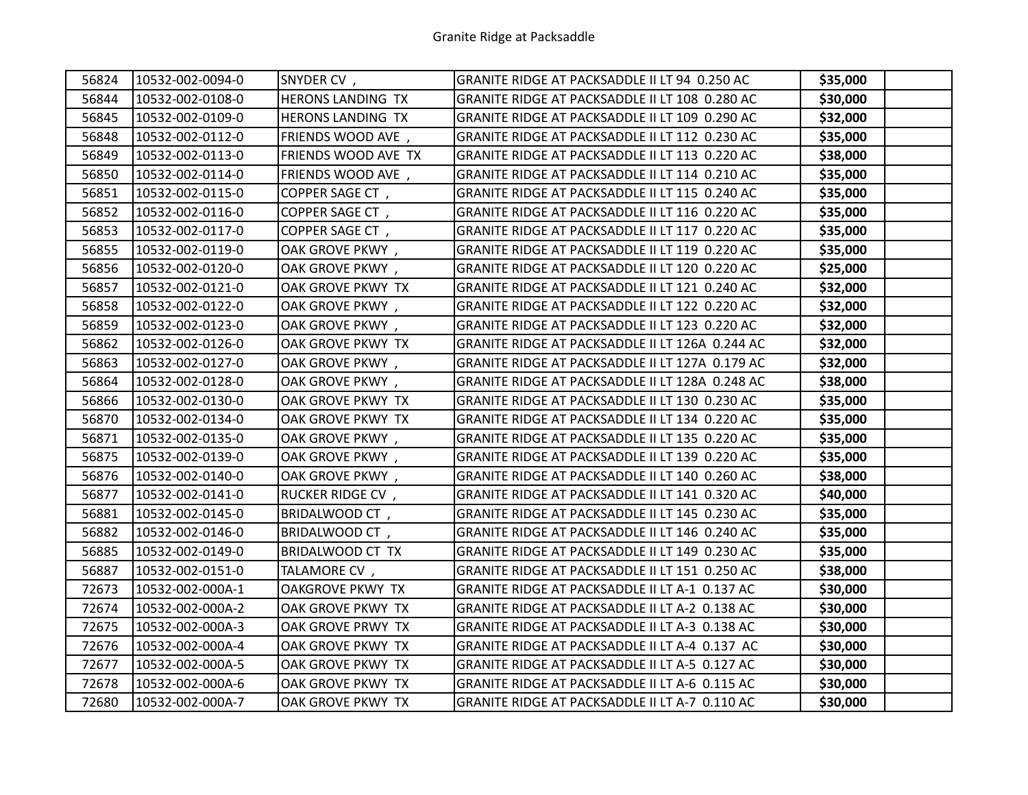Granite Ridge at Packsaddle

| | | | | | |
|---|---|---|---|---|---|
| 56824 | 10532-002-0094-0 | SNYDER CV , | GRANITE RIDGE AT PACKSADDLE II LT 94 0.250 AC | **$35,000** | |
| 56844 | 10532-002-0108-0 | HERONS LANDING TX | GRANITE RIDGE AT PACKSADDLE II LT 108 0.280 AC | **$30,000** | |
| 56845 | 10532-002-0109-0 | HERONS LANDING TX | GRANITE RIDGE AT PACKSADDLE II LT 109 0.290 AC | **$32,000** | |
| 56848 | 10532-002-0112-0 | FRIENDS WOOD AVE , | GRANITE RIDGE AT PACKSADDLE II LT 112 0.230 AC | **$35,000** | |
| 56849 | 10532-002-0113-0 | FRIENDS WOOD AVE TX | GRANITE RIDGE AT PACKSADDLE II LT 113 0.220 AC | **$38,000** | |
| 56850 | 10532-002-0114-0 | FRIENDS WOOD AVE , | GRANITE RIDGE AT PACKSADDLE II LT 114 0.210 AC | **$35,000** | |
| 56851 | 10532-002-0115-0 | COPPER SAGE CT , | GRANITE RIDGE AT PACKSADDLE II LT 115 0.240 AC | **$35,000** | |
| 56852 | 10532-002-0116-0 | COPPER SAGE CT , | GRANITE RIDGE AT PACKSADDLE II LT 116 0.220 AC | **$35,000** | |
| 56853 | 10532-002-0117-0 | COPPER SAGE CT , | GRANITE RIDGE AT PACKSADDLE II LT 117 0.220 AC | **$35,000** | |
| 56855 | 10532-002-0119-0 | OAK GROVE PKWY , | GRANITE RIDGE AT PACKSADDLE II LT 119 0.220 AC | **$35,000** | |
| 56856 | 10532-002-0120-0 | OAK GROVE PKWY , | GRANITE RIDGE AT PACKSADDLE II LT 120 0.220 AC | **$25,000** | |
| 56857 | 10532-002-0121-0 | OAK GROVE PKWY TX | GRANITE RIDGE AT PACKSADDLE II LT 121 0.240 AC | **$32,000** | |
| 56858 | 10532-002-0122-0 | OAK GROVE PKWY , | GRANITE RIDGE AT PACKSADDLE II LT 122 0.220 AC | **$32,000** | |
| 56859 | 10532-002-0123-0 | OAK GROVE PKWY , | GRANITE RIDGE AT PACKSADDLE II LT 123 0.220 AC | **$32,000** | |
| 56862 | 10532-002-0126-0 | OAK GROVE PKWY TX | GRANITE RIDGE AT PACKSADDLE II LT 126A 0.244 AC | **$32,000** | |
| 56863 | 10532-002-0127-0 | OAK GROVE PKWY , | GRANITE RIDGE AT PACKSADDLE II LT 127A 0.179 AC | **$32,000** | |
| 56864 | 10532-002-0128-0 | OAK GROVE PKWY , | GRANITE RIDGE AT PACKSADDLE II LT 128A 0.248 AC | **$38,000** | |
| 56866 | 10532-002-0130-0 | OAK GROVE PKWY TX | GRANITE RIDGE AT PACKSADDLE II LT 130 0.230 AC | **$35,000** | |
| 56870 | 10532-002-0134-0 | OAK GROVE PKWY TX | GRANITE RIDGE AT PACKSADDLE II LT 134 0.220 AC | **$35,000** | |
| 56871 | 10532-002-0135-0 | OAK GROVE PKWY , | GRANITE RIDGE AT PACKSADDLE II LT 135 0.220 AC | **$35,000** | |
| 56875 | 10532-002-0139-0 | OAK GROVE PKWY , | GRANITE RIDGE AT PACKSADDLE II LT 139 0.220 AC | **$35,000** | |
| 56876 | 10532-002-0140-0 | OAK GROVE PKWY , | GRANITE RIDGE AT PACKSADDLE II LT 140 0.260 AC | **$38,000** | |
| 56877 | 10532-002-0141-0 | RUCKER RIDGE CV , | GRANITE RIDGE AT PACKSADDLE II LT 141 0.320 AC | **$40,000** | |
| 56881 | 10532-002-0145-0 | BRIDALWOOD CT , | GRANITE RIDGE AT PACKSADDLE II LT 145 0.230 AC | **$35,000** | |
| 56882 | 10532-002-0146-0 | BRIDALWOOD CT , | GRANITE RIDGE AT PACKSADDLE II LT 146 0.240 AC | **$35,000** | |
| 56885 | 10532-002-0149-0 | BRIDALWOOD CT TX | GRANITE RIDGE AT PACKSADDLE II LT 149 0.230 AC | **$35,000** | |
| 56887 | 10532-002-0151-0 | TALAMORE CV , | GRANITE RIDGE AT PACKSADDLE II LT 151 0.250 AC | **$38,000** | |
| 72673 | 10532-002-000A-1 | OAKGROVE PKWY TX | GRANITE RIDGE AT PACKSADDLE II LT A-1 0.137 AC | **$30,000** | |
| 72674 | 10532-002-000A-2 | OAK GROVE PKWY TX | GRANITE RIDGE AT PACKSADDLE II LT A-2 0.138 AC | **$30,000** | |
| 72675 | 10532-002-000A-3 | OAK GROVE PRWY TX | GRANITE RIDGE AT PACKSADDLE II LT A-3 0.138 AC | **$30,000** | |
| 72676 | 10532-002-000A-4 | OAK GROVE PKWY TX | GRANITE RIDGE AT PACKSADDLE II LT A-4 0.137 AC | **$30,000** | |
| 72677 | 10532-002-000A-5 | OAK GROVE PKWY TX | GRANITE RIDGE AT PACKSADDLE II LT A-5 0.127 AC | **$30,000** | |
| 72678 | 10532-002-000A-6 | OAK GROVE PKWY TX | GRANITE RIDGE AT PACKSADDLE II LT A-6 0.115 AC | **$30,000** | |
| 72680 | 10532-002-000A-7 | OAK GROVE PKWY TX | GRANITE RIDGE AT PACKSADDLE II LT A-7 0.110 AC | **$30,000** | |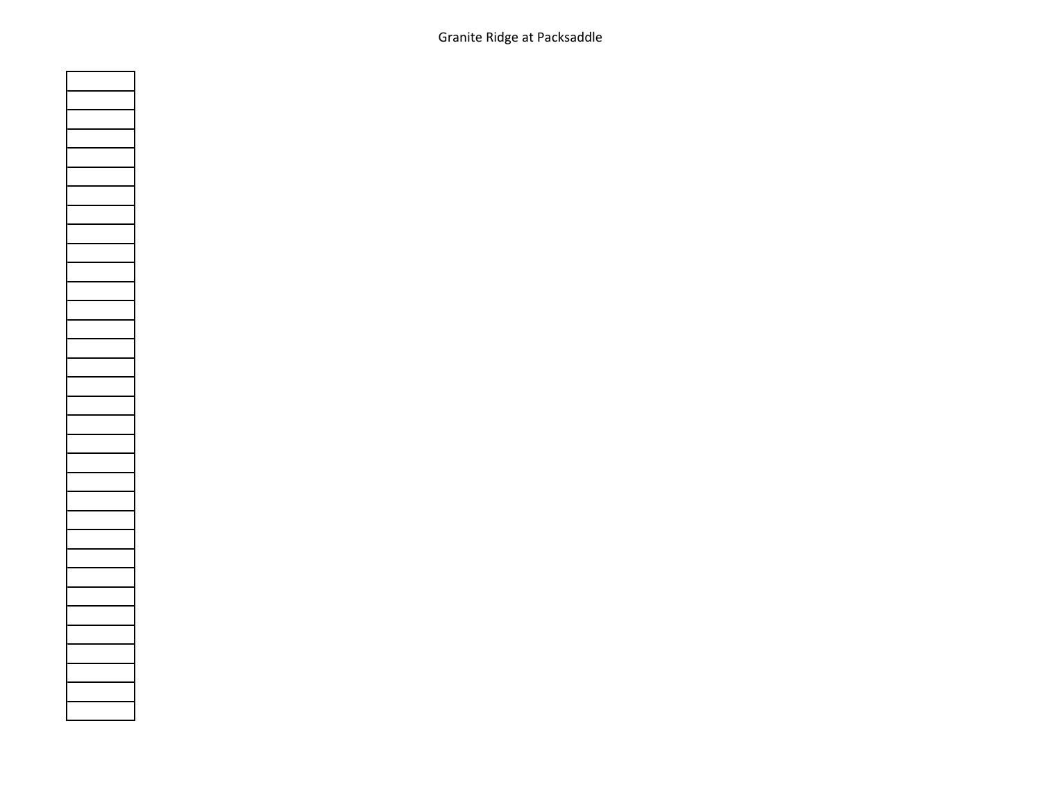Granite Ridge at Packsaddle

| |
|---|
| |
| |
| |
| |
| |
| |
| |
| |
| |
| |
| |
| |
| |
| |
| |
| |
| |
| |
| |
| |
| |
| |
| |
| |
| |
| |
| |
| |
| |
| |
| |
| |
| |
| |